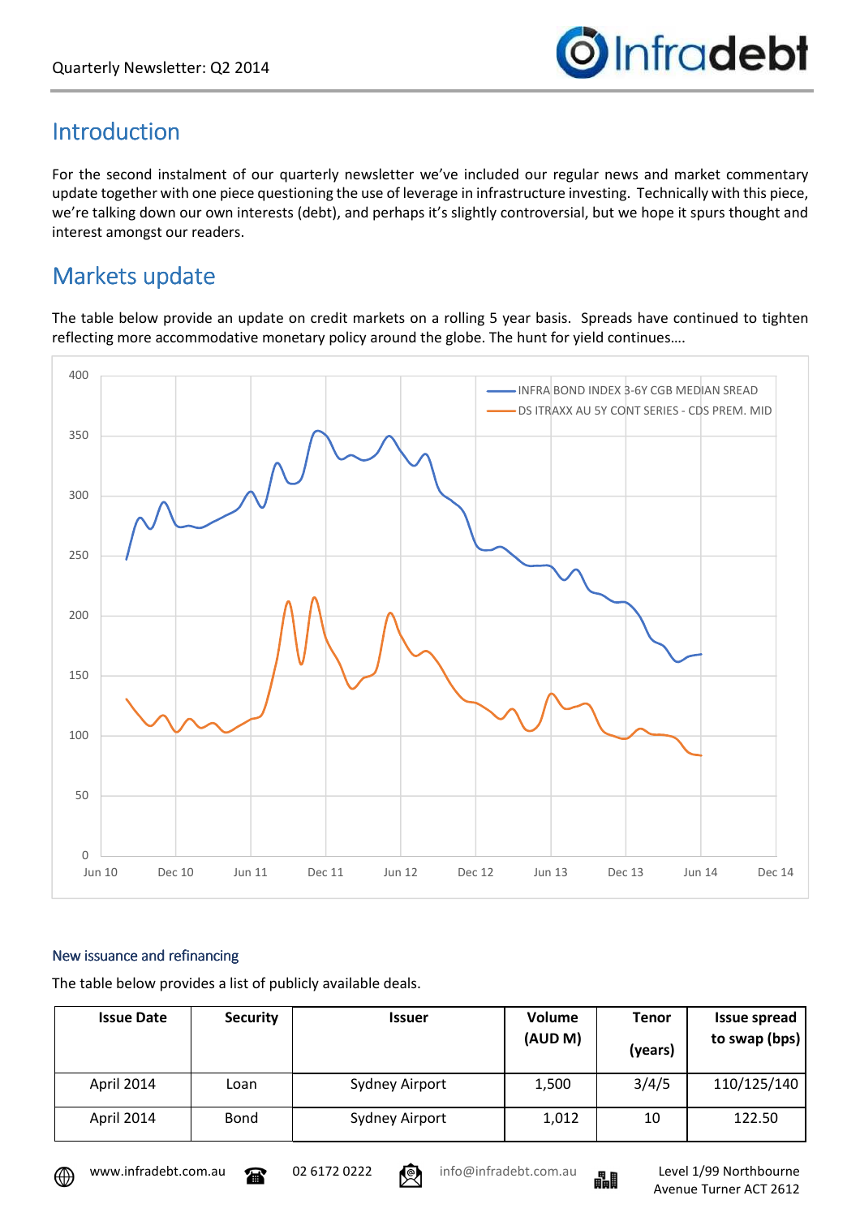Quarterly Newsletter: Q2 2014

## Introduction

For the second instalment of our quarterly newsletter we've included our regular news and market commentary update together with one piece questioning the use of leverage in infrastructure investing. Technically with this piece, we're talking down our own interests (debt), and perhaps it's slightly controversial, but we hope it spurs thought and interest amongst our readers.

## Markets update

The table below provide an update on credit markets on a rolling 5 year basis. Spreads have continued to tighten reflecting more accommodative monetary policy around the globe. The hunt for yield continues….

### New issuance and refinancing

The table below provides a list of publicly available deals.

| Issue Date | Security | Issuer | Volume (AUD M) | Tenor (years) | Issue spread to swap (bps) |
|---|---|---|---|---|---|
| April 2014 | Loan | Sydney Airport | 1,500 | 3/4/5 | 110/125/140 |
| April 2014 | Bond | Sydney Airport | 1,012 | 10 | 122.50 |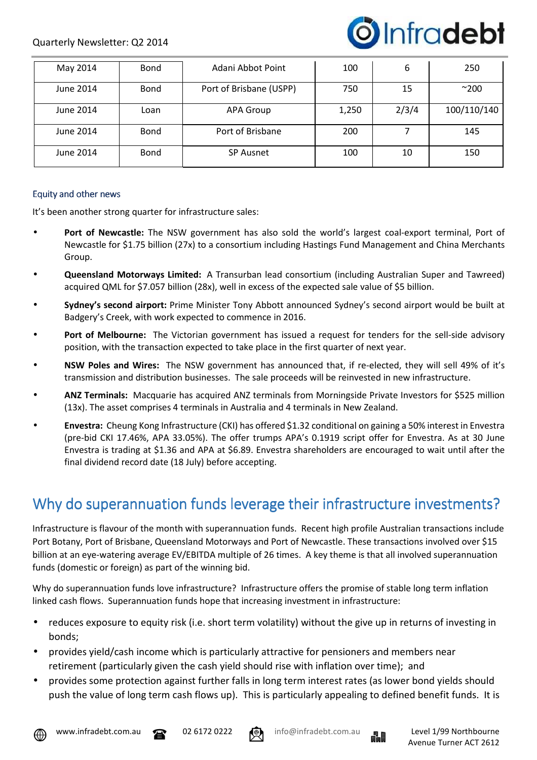| May 2014 | Bond | Adani Abbot Point | 100 | 6 | 250 |
|---|---|---|---|---|---|
| June 2014 | Bond | Port of Brisbane (USPP) | 750 | 15 | ~200 |
| June 2014 | Loan | APA Group | 1,250 | 2/3/4 | 100/110/140 |
| June 2014 | Bond | Port of Brisbane | 200 | 7 | 145 |
| June 2014 | Bond | SP Ausnet | 100 | 10 | 150 |

### Equity and other news

It's been another strong quarter for infrastructure sales:

- **Port of Newcastle:** The NSW government has also sold the world's largest coal-export terminal, Port of Newcastle for $1.75 billion (27x) to a consortium including Hastings Fund Management and China Merchants Group.
- **Queensland Motorways Limited:** A Transurban lead consortium (including Australian Super and Tawreed) acquired QML for $7.057 billion (28x), well in excess of the expected sale value of $5 billion.
- **Sydney's second airport:** Prime Minister Tony Abbott announced Sydney's second airport would be built at Badgery's Creek, with work expected to commence in 2016.
- **Port of Melbourne:** The Victorian government has issued a request for tenders for the sell-side advisory position, with the transaction expected to take place in the first quarter of next year.
- **NSW Poles and Wires:** The NSW government has announced that, if re-elected, they will sell 49% of it's transmission and distribution businesses. The sale proceeds will be reinvested in new infrastructure.
- **ANZ Terminals:** Macquarie has acquired ANZ terminals from Morningside Private Investors for $525 million (13x). The asset comprises 4 terminals in Australia and 4 terminals in New Zealand.
- **Envestra:** Cheung Kong Infrastructure (CKI) has offered $1.32 conditional on gaining a 50% interest in Envestra (pre-bid CKI 17.46%, APA 33.05%). The offer trumps APA's 0.1919 script offer for Envestra. As at 30 June Envestra is trading at $1.36 and APA at $6.89. Envestra shareholders are encouraged to wait until after the final dividend record date (18 July) before accepting.

## Why do superannuation funds leverage their infrastructure investments?

Infrastructure is flavour of the month with superannuation funds. Recent high profile Australian transactions include Port Botany, Port of Brisbane, Queensland Motorways and Port of Newcastle. These transactions involved over $15 billion at an eye-watering average EV/EBITDA multiple of 26 times. A key theme is that all involved superannuation funds (domestic or foreign) as part of the winning bid.

Why do superannuation funds love infrastructure? Infrastructure offers the promise of stable long term inflation linked cash flows. Superannuation funds hope that increasing investment in infrastructure:

- reduces exposure to equity risk (i.e. short term volatility) without the give up in returns of investing in bonds;
- provides yield/cash income which is particularly attractive for pensioners and members near retirement (particularly given the cash yield should rise with inflation over time); and
- provides some protection against further falls in long term interest rates (as lower bond yields should push the value of long term cash flows up). This is particularly appealing to defined benefit funds. It is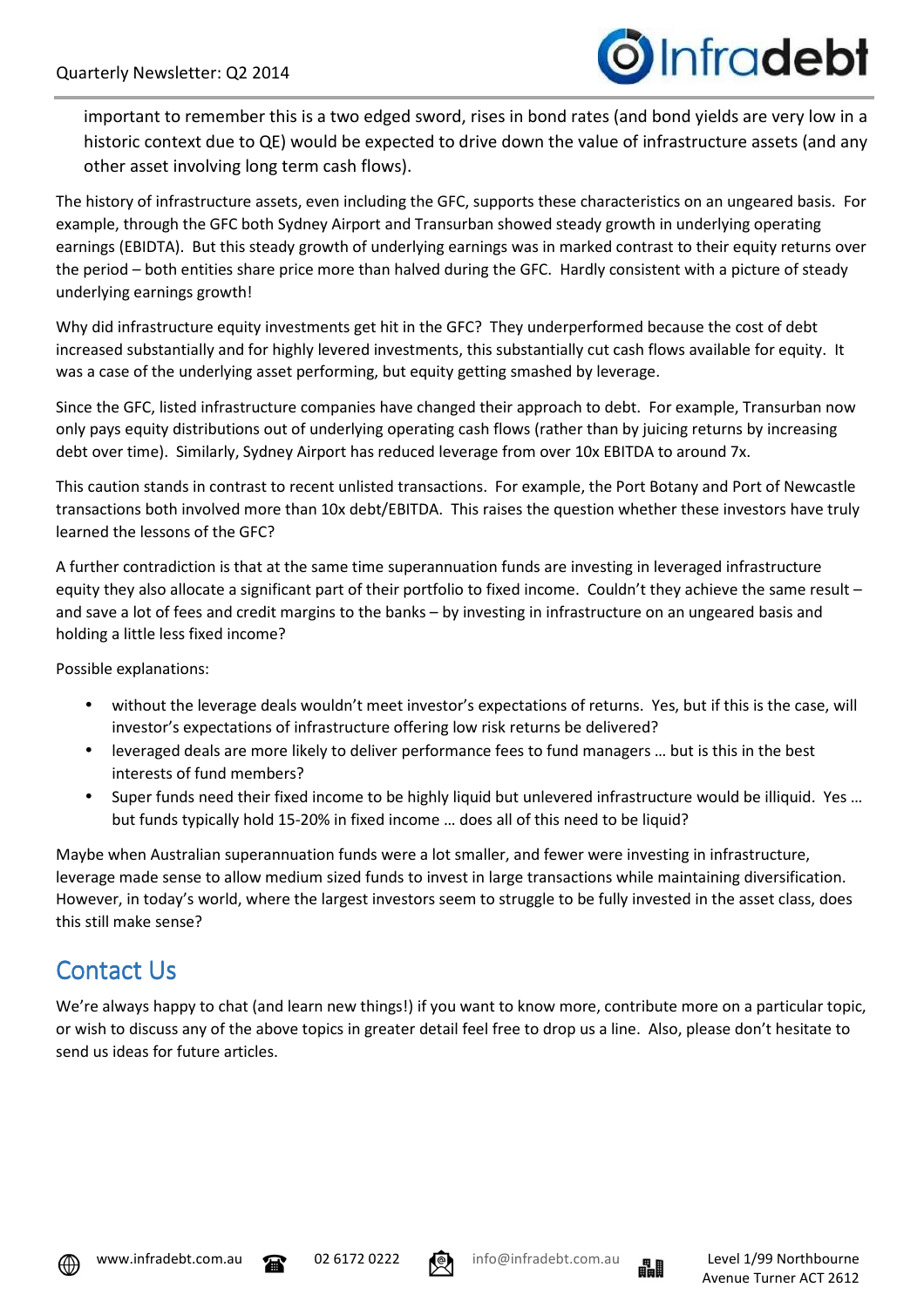important to remember this is a two edged sword, rises in bond rates (and bond yields are very low in a historic context due to QE) would be expected to drive down the value of infrastructure assets (and any other asset involving long term cash flows).

The history of infrastructure assets, even including the GFC, supports these characteristics on an ungeared basis. For example, through the GFC both Sydney Airport and Transurban showed steady growth in underlying operating earnings (EBIDTA). But this steady growth of underlying earnings was in marked contrast to their equity returns over the period – both entities share price more than halved during the GFC. Hardly consistent with a picture of steady underlying earnings growth!

Why did infrastructure equity investments get hit in the GFC? They underperformed because the cost of debt increased substantially and for highly levered investments, this substantially cut cash flows available for equity. It was a case of the underlying asset performing, but equity getting smashed by leverage.

Since the GFC, listed infrastructure companies have changed their approach to debt. For example, Transurban now only pays equity distributions out of underlying operating cash flows (rather than by juicing returns by increasing debt over time). Similarly, Sydney Airport has reduced leverage from over 10x EBITDA to around 7x.

This caution stands in contrast to recent unlisted transactions. For example, the Port Botany and Port of Newcastle transactions both involved more than 10x debt/EBITDA. This raises the question whether these investors have truly learned the lessons of the GFC?

A further contradiction is that at the same time superannuation funds are investing in leveraged infrastructure equity they also allocate a significant part of their portfolio to fixed income. Couldn't they achieve the same result – and save a lot of fees and credit margins to the banks – by investing in infrastructure on an ungeared basis and holding a little less fixed income?

Possible explanations:

- without the leverage deals wouldn't meet investor's expectations of returns. Yes, but if this is the case, will investor's expectations of infrastructure offering low risk returns be delivered?
- leveraged deals are more likely to deliver performance fees to fund managers … but is this in the best interests of fund members?
- Super funds need their fixed income to be highly liquid but unlevered infrastructure would be illiquid. Yes … but funds typically hold 15-20% in fixed income … does all of this need to be liquid?

Maybe when Australian superannuation funds were a lot smaller, and fewer were investing in infrastructure, leverage made sense to allow medium sized funds to invest in large transactions while maintaining diversification. However, in today's world, where the largest investors seem to struggle to be fully invested in the asset class, does this still make sense?

## Contact Us

We're always happy to chat (and learn new things!) if you want to know more, contribute more on a particular topic, or wish to discuss any of the above topics in greater detail feel free to drop us a line. Also, please don't hesitate to send us ideas for future articles.

www.infradebt.com.au 02 6172 0222 info@infradebt.com.au Level 1/99 Northbourne Avenue Turner ACT 2612